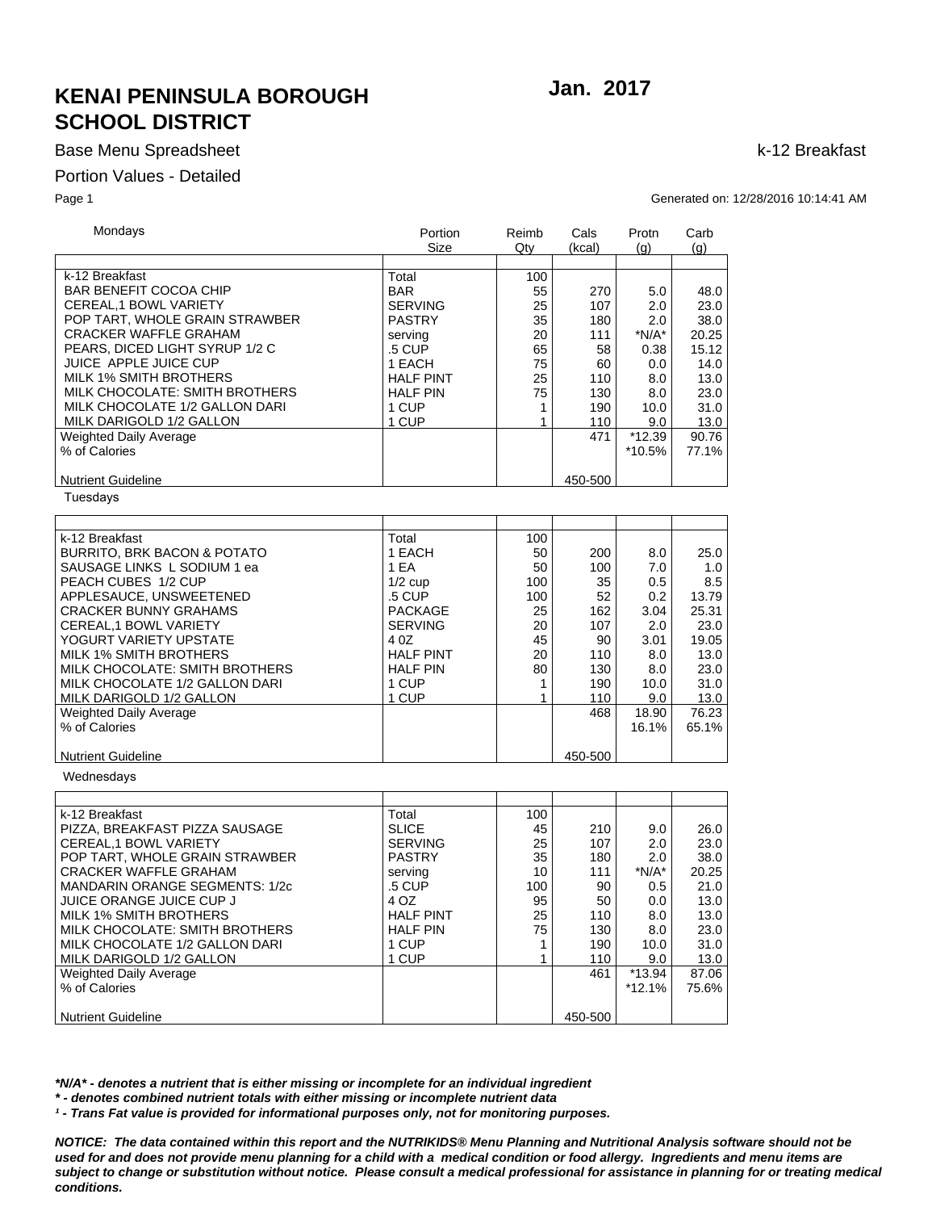# KENAI PENINSULA BOROUGH SCHOOL DISTRICT

**Jan. 2017**

Base Menu Spreadsheet

k-12 Breakfast

Portion Values - Detailed

Generated on: 12/28/2016 10:14:41 AM

| Mondays | Portion Size | Reimb Qty | Cals (kcal) | Protn (g) | Carb (g) |
|---|---|---|---|---|---|
| k-12 Breakfast | Total | 100 | | | |
| BAR BENEFIT COCOA CHIP | BAR | 55 | 270 | 5.0 | 48.0 |
| CEREAL,1 BOWL VARIETY | SERVING | 25 | 107 | 2.0 | 23.0 |
| POP TART, WHOLE GRAIN STRAWBER | PASTRY | 35 | 180 | 2.0 | 38.0 |
| CRACKER WAFFLE GRAHAM | serving | 20 | 111 | *N/A* | 20.25 |
| PEARS, DICED LIGHT SYRUP 1/2 C | .5 CUP | 65 | 58 | 0.38 | 15.12 |
| JUICE APPLE JUICE CUP | 1 EACH | 75 | 60 | 0.0 | 14.0 |
| MILK 1% SMITH BROTHERS | HALF PINT | 25 | 110 | 8.0 | 13.0 |
| MILK CHOCOLATE: SMITH BROTHERS | HALF PIN | 75 | 130 | 8.0 | 23.0 |
| MILK CHOCOLATE 1/2 GALLON DARI | 1 CUP | 1 | 190 | 10.0 | 31.0 |
| MILK DARIGOLD 1/2 GALLON | 1 CUP | 1 | 110 | 9.0 | 13.0 |
| Weighted Daily Average | | | 471 | *12.39 | 90.76 |
| % of Calories | | | | *10.5% | 77.1% |
| Nutrient Guideline | | | 450-500 | | |

| Tuesdays | | | | | |
|---|---|---|---|---|---|
| k-12 Breakfast | Total | 100 | | | |
| BURRITO, BRK BACON & POTATO | 1 EACH | 50 | 200 | 8.0 | 25.0 |
| SAUSAGE LINKS L SODIUM 1 ea | 1 EA | 50 | 100 | 7.0 | 1.0 |
| PEACH CUBES 1/2 CUP | 1/2 cup | 100 | 35 | 0.5 | 8.5 |
| APPLESAUCE, UNSWEETENED | .5 CUP | 100 | 52 | 0.2 | 13.79 |
| CRACKER BUNNY GRAHAMS | PACKAGE | 25 | 162 | 3.04 | 25.31 |
| CEREAL,1 BOWL VARIETY | SERVING | 20 | 107 | 2.0 | 23.0 |
| YOGURT VARIETY UPSTATE | 4 0Z | 45 | 90 | 3.01 | 19.05 |
| MILK 1% SMITH BROTHERS | HALF PINT | 20 | 110 | 8.0 | 13.0 |
| MILK CHOCOLATE: SMITH BROTHERS | HALF PIN | 80 | 130 | 8.0 | 23.0 |
| MILK CHOCOLATE 1/2 GALLON DARI | 1 CUP | 1 | 190 | 10.0 | 31.0 |
| MILK DARIGOLD 1/2 GALLON | 1 CUP | 1 | 110 | 9.0 | 13.0 |
| Weighted Daily Average | | | 468 | 18.90 | 76.23 |
| % of Calories | | | | 16.1% | 65.1% |
| Nutrient Guideline | | | 450-500 | | |

| Wednesdays | | | | | |
|---|---|---|---|---|---|
| k-12 Breakfast | Total | 100 | | | |
| PIZZA, BREAKFAST PIZZA SAUSAGE | SLICE | 45 | 210 | 9.0 | 26.0 |
| CEREAL,1 BOWL VARIETY | SERVING | 25 | 107 | 2.0 | 23.0 |
| POP TART, WHOLE GRAIN STRAWBER | PASTRY | 35 | 180 | 2.0 | 38.0 |
| CRACKER WAFFLE GRAHAM | serving | 10 | 111 | *N/A* | 20.25 |
| MANDARIN ORANGE SEGMENTS: 1/2c | .5 CUP | 100 | 90 | 0.5 | 21.0 |
| JUICE ORANGE JUICE CUP J | 4 OZ | 95 | 50 | 0.0 | 13.0 |
| MILK 1% SMITH BROTHERS | HALF PINT | 25 | 110 | 8.0 | 13.0 |
| MILK CHOCOLATE: SMITH BROTHERS | HALF PIN | 75 | 130 | 8.0 | 23.0 |
| MILK CHOCOLATE 1/2 GALLON DARI | 1 CUP | 1 | 190 | 10.0 | 31.0 |
| MILK DARIGOLD 1/2 GALLON | 1 CUP | 1 | 110 | 9.0 | 13.0 |
| Weighted Daily Average | | | 461 | *13.94 | 87.06 |
| % of Calories | | | | *12.1% | 75.6% |
| Nutrient Guideline | | | 450-500 | | |

***N/A* - denotes a nutrient that is either missing or incomplete for an individual ingredient***

***\* - denotes combined nutrient totals with either missing or incomplete nutrient data***

***¹ - Trans Fat value is provided for informational purposes only, not for monitoring purposes.***

***NOTICE: The data contained within this report and the NUTRIKIDS® Menu Planning and Nutritional Analysis software should not be used for and does not provide menu planning for a child with a medical condition or food allergy. Ingredients and menu items are subject to change or substitution without notice. Please consult a medical professional for assistance in planning for or treating medical conditions.***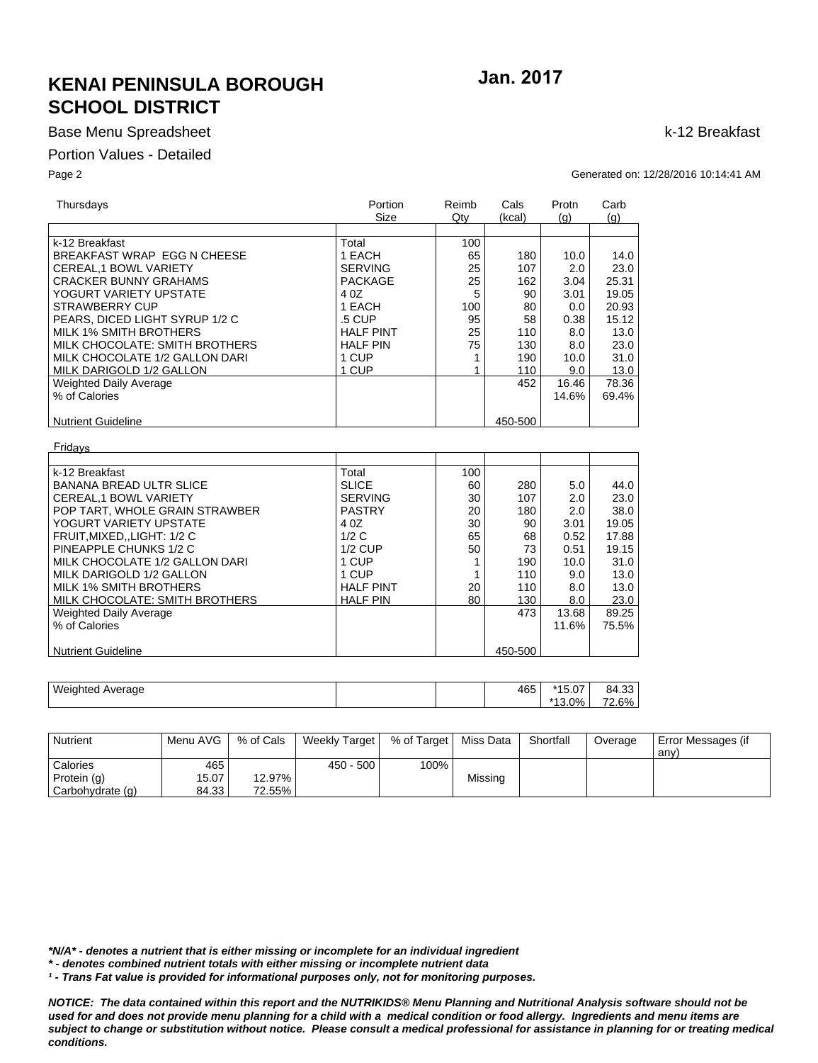# KENAI PENINSULA BOROUGH SCHOOL DISTRICT

**Jan. 2017**

Base Menu Spreadsheet

k-12 Breakfast

Portion Values - Detailed

Generated on: 12/28/2016 10:14:41 AM

| Thursdays | Portion Size | Reimb Qty | Cals (kcal) | Protn (g) | Carb (g) |
|---|---|---|---|---|---|
| k-12 Breakfast | Total | 100 | | | |
| BREAKFAST WRAP EGG N CHEESE | 1 EACH | 65 | 180 | 10.0 | 14.0 |
| CEREAL,1 BOWL VARIETY | SERVING | 25 | 107 | 2.0 | 23.0 |
| CRACKER BUNNY GRAHAMS | PACKAGE | 25 | 162 | 3.04 | 25.31 |
| YOGURT VARIETY UPSTATE | 4 0Z | 5 | 90 | 3.01 | 19.05 |
| STRAWBERRY CUP | 1 EACH | 100 | 80 | 0.0 | 20.93 |
| PEARS, DICED LIGHT SYRUP 1/2 C | .5 CUP | 95 | 58 | 0.38 | 15.12 |
| MILK 1% SMITH BROTHERS | HALF PINT | 25 | 110 | 8.0 | 13.0 |
| MILK CHOCOLATE: SMITH BROTHERS | HALF PIN | 75 | 130 | 8.0 | 23.0 |
| MILK CHOCOLATE 1/2 GALLON DARI | 1 CUP | 1 | 190 | 10.0 | 31.0 |
| MILK DARIGOLD 1/2 GALLON | 1 CUP | 1 | 110 | 9.0 | 13.0 |
| Weighted Daily Average | | | 452 | 16.46 | 78.36 |
| % of Calories | | | | 14.6% | 69.4% |
| Nutrient Guideline | | | 450-500 | | |

| Fridays | | | | | |
|---|---|---|---|---|---|
| k-12 Breakfast | Total | 100 | | | |
| BANANA BREAD ULTR SLICE | SLICE | 60 | 280 | 5.0 | 44.0 |
| CEREAL,1 BOWL VARIETY | SERVING | 30 | 107 | 2.0 | 23.0 |
| POP TART, WHOLE GRAIN STRAWBER | PASTRY | 20 | 180 | 2.0 | 38.0 |
| YOGURT VARIETY UPSTATE | 4 0Z | 30 | 90 | 3.01 | 19.05 |
| FRUIT,MIXED,,LIGHT: 1/2 C | 1/2 C | 65 | 68 | 0.52 | 17.88 |
| PINEAPPLE CHUNKS 1/2 C | 1/2 CUP | 50 | 73 | 0.51 | 19.15 |
| MILK CHOCOLATE 1/2 GALLON DARI | 1 CUP | 1 | 190 | 10.0 | 31.0 |
| MILK DARIGOLD 1/2 GALLON | 1 CUP | 1 | 110 | 9.0 | 13.0 |
| MILK 1% SMITH BROTHERS | HALF PINT | 20 | 110 | 8.0 | 13.0 |
| MILK CHOCOLATE: SMITH BROTHERS | HALF PIN | 80 | 130 | 8.0 | 23.0 |
| Weighted Daily Average | | | 473 | 13.68 | 89.25 |
| % of Calories | | | | 11.6% | 75.5% |
| Nutrient Guideline | | | 450-500 | | |

| | | | | | |
|---|---|---|---|---|---|
| Weighted Average | | | 465 | *15.07<br>*13.0% | 84.33<br>72.6% |

| Nutrient | Menu AVG | % of Cals | Weekly Target | % of Target | Miss Data | Shortfall | Overage | Error Messages (if any) |
|---|---|---|---|---|---|---|---|---|
| Calories | 465 | | 450 - 500 | 100% | | | | |
| Protein (g) | 15.07 | 12.97% | | | Missing | | | |
| Carbohydrate (g) | 84.33 | 72.55% | | | | | | |

***N/A* - denotes a nutrient that is either missing or incomplete for an individual ingredient**

***\* - denotes combined nutrient totals with either missing or incomplete nutrient data***

***¹ - Trans Fat value is provided for informational purposes only, not for monitoring purposes.***

***NOTICE: The data contained within this report and the NUTRIKIDS® Menu Planning and Nutritional Analysis software should not be used for and does not provide menu planning for a child with a medical condition or food allergy. Ingredients and menu items are subject to change or substitution without notice. Please consult a medical professional for assistance in planning for or treating medical conditions.***